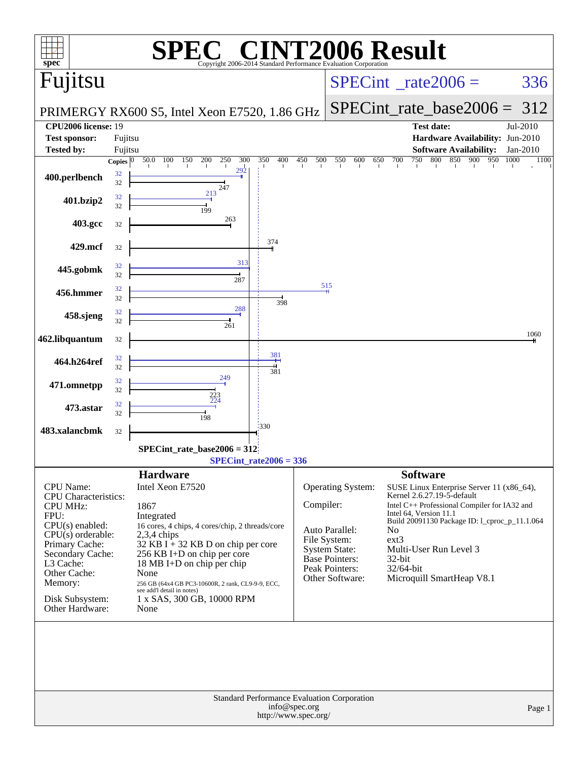# SPEC® CINT2006 Result

Copyright 2006-2014 Standard Performance Evaluation Corporation

## Fujitsu

PRIMERGY RX600 S5, Intel Xeon E7520, 1.86 GHz

SPECint_rate2006 = 336

SPECint_rate_base2006 = 312

| | | | |
|---|---|---|---|
| **CPU2006 license:** | 19 | **Test date:** | Jul-2010 |
| **Test sponsor:** | Fujitsu | **Hardware Availability:** | Jun-2010 |
| **Tested by:** | Fujitsu | **Software Availability:** | Jan-2010 |

| Benchmark | Copies (peak) | Peak | Copies (base) | Base |
|---|---|---|---|---|
| 400.perlbench | 32 | 292 | 32 | 247 |
| 401.bzip2 | 32 | 213 | 32 | 199 |
| 403.gcc | | | 32 | 263 |
| 429.mcf | | | 32 | 374 |
| 445.gobmk | 32 | 313 | 32 | 287 |
| 456.hmmer | 32 | 515 | 32 | 398 |
| 458.sjeng | 32 | 288 | 32 | 261 |
| 462.libquantum | | | 32 | 1060 |
| 464.h264ref | 32 | 381 | 32 | 381 |
| 471.omnetpp | 32 | 249 | 32 | 223 |
| 473.astar | 32 | 224 | 32 | 198 |
| 483.xalancbmk | | | 32 | 330 |

SPECint_rate_base2006 = 312

SPECint_rate2006 = 336

## Hardware

| | |
|---|---|
| CPU Name: | Intel Xeon E7520 |
| CPU Characteristics: | |
| CPU MHz: | 1867 |
| FPU: | Integrated |
| CPU(s) enabled: | 16 cores, 4 chips, 4 cores/chip, 2 threads/core |
| CPU(s) orderable: | 2,3,4 chips |
| Primary Cache: | 32 KB I + 32 KB D on chip per core |
| Secondary Cache: | 256 KB I+D on chip per core |
| L3 Cache: | 18 MB I+D on chip per chip |
| Other Cache: | None |
| Memory: | 256 GB (64x4 GB PC3-10600R, 2 rank, CL9-9-9, ECC, see add'l detail in notes) |
| Disk Subsystem: | 1 x SAS, 300 GB, 10000 RPM |
| Other Hardware: | None |

## Software

| | |
|---|---|
| Operating System: | SUSE Linux Enterprise Server 11 (x86_64), Kernel 2.6.27.19-5-default |
| Compiler: | Intel C++ Professional Compiler for IA32 and Intel 64, Version 11.1 Build 20091130 Package ID: l_cproc_p_11.1.064 |
| Auto Parallel: | No |
| File System: | ext3 |
| System State: | Multi-User Run Level 3 |
| Base Pointers: | 32-bit |
| Peak Pointers: | 32/64-bit |
| Other Software: | Microquill SmartHeap V8.1 |

Standard Performance Evaluation Corporation
info@spec.org
http://www.spec.org/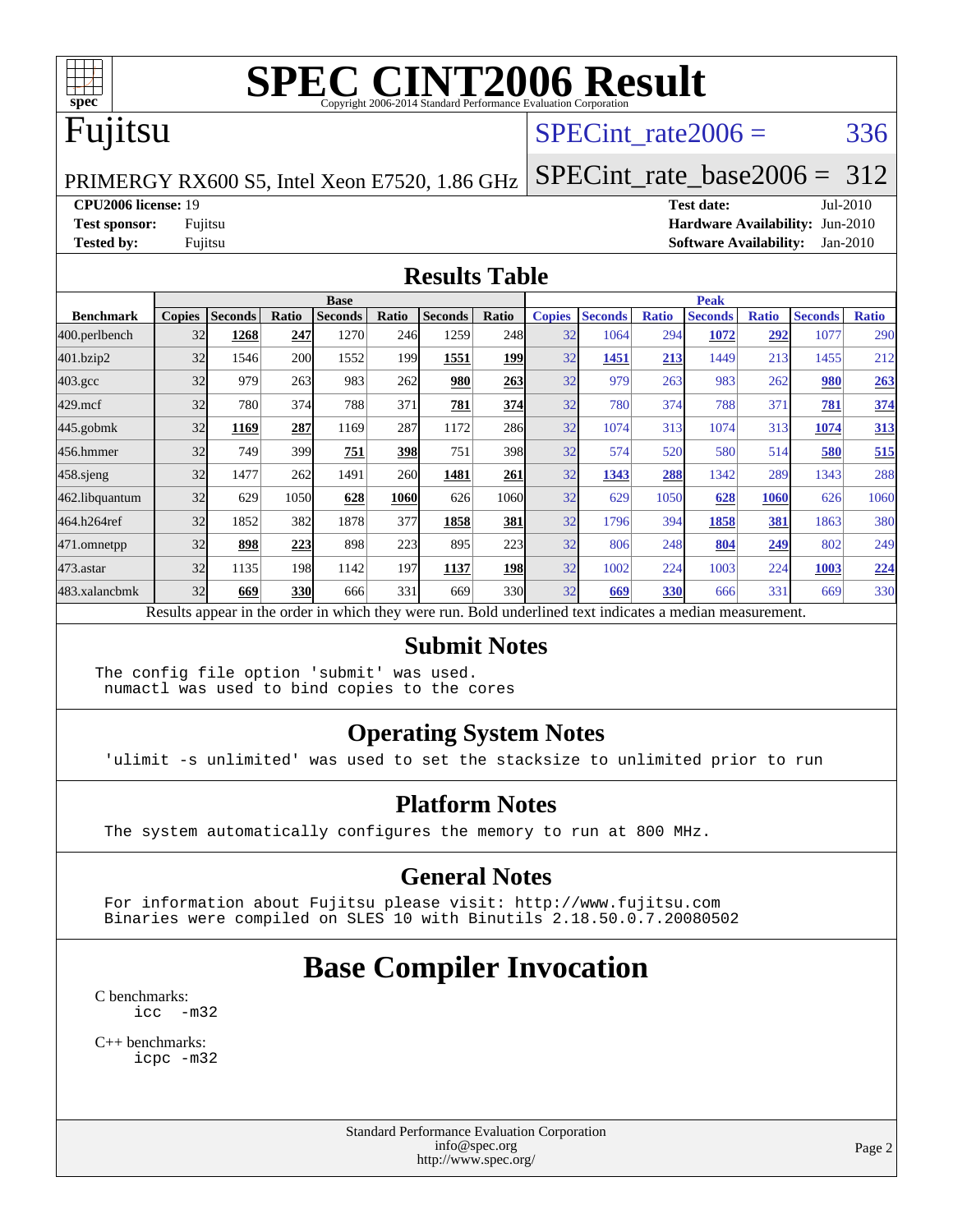# SPEC CINT2006 Result

Copyright 2006-2014 Standard Performance Evaluation Corporation

## Fujitsu

PRIMERGY RX600 S5, Intel Xeon E7520, 1.86 GHz

SPECint_rate2006 = 336

SPECint_rate_base2006 = 312

**CPU2006 license:** 19
**Test sponsor:** Fujitsu
**Tested by:** Fujitsu

**Test date:** Jul-2010
**Hardware Availability:** Jun-2010
**Software Availability:** Jan-2010

## Results Table

| Benchmark | Base | | | | | | | Peak | | | | | | |
|---|---|---|---|---|---|---|---|---|---|---|---|---|---|---|
| | Copies | Seconds | Ratio | Seconds | Ratio | Seconds | Ratio | Copies | Seconds | Ratio | Seconds | Ratio | Seconds | Ratio |
| 400.perlbench | 32 | **1268** | **247** | 1270 | 246 | 1259 | 248 | 32 | 1064 | 294 | **1072** | **292** | 1077 | 290 |
| 401.bzip2 | 32 | 1546 | 200 | 1552 | 199 | **1551** | **199** | 32 | **1451** | **213** | 1449 | 213 | 1455 | 212 |
| 403.gcc | 32 | 979 | 263 | 983 | 262 | **980** | **263** | 32 | 979 | 263 | 983 | 262 | **980** | **263** |
| 429.mcf | 32 | 780 | 374 | 788 | 371 | **781** | **374** | 32 | 780 | 374 | 788 | 371 | **781** | **374** |
| 445.gobmk | 32 | **1169** | **287** | 1169 | 287 | 1172 | 286 | 32 | 1074 | 313 | 1074 | 313 | **1074** | **313** |
| 456.hmmer | 32 | 749 | 399 | **751** | **398** | 751 | 398 | 32 | 574 | 520 | 580 | 514 | **580** | **515** |
| 458.sjeng | 32 | 1477 | 262 | 1491 | 260 | **1481** | **261** | 32 | **1343** | **288** | 1342 | 289 | 1343 | 288 |
| 462.libquantum | 32 | 629 | 1050 | **628** | **1060** | 626 | 1060 | 32 | 629 | 1050 | **628** | **1060** | 626 | 1060 |
| 464.h264ref | 32 | 1852 | 382 | 1878 | 377 | **1858** | **381** | 32 | 1796 | 394 | **1858** | **381** | 1863 | 380 |
| 471.omnetpp | 32 | **898** | **223** | 898 | 223 | 895 | 223 | 32 | 806 | 248 | **804** | **249** | 802 | 249 |
| 473.astar | 32 | 1135 | 198 | 1142 | 197 | **1137** | **198** | 32 | 1002 | 224 | 1003 | 224 | **1003** | **224** |
| 483.xalancbmk | 32 | **669** | **330** | 666 | 331 | 669 | 330 | 32 | **669** | **330** | 666 | 331 | 669 | 330 |

Results appear in the order in which they were run. Bold underlined text indicates a median measurement.

## Submit Notes

```
The config file option 'submit' was used.
 numactl was used to bind copies to the cores
```

## Operating System Notes

```
'ulimit -s unlimited' was used to set the stacksize to unlimited prior to run
```

## Platform Notes

```
The system automatically configures the memory to run at 800 MHz.
```

## General Notes

```
For information about Fujitsu please visit: http://www.fujitsu.com
Binaries were compiled on SLES 10 with Binutils 2.18.50.0.7.20080502
```

# Base Compiler Invocation

C benchmarks:
```
icc  -m32
```

C++ benchmarks:
```
icpc -m32
```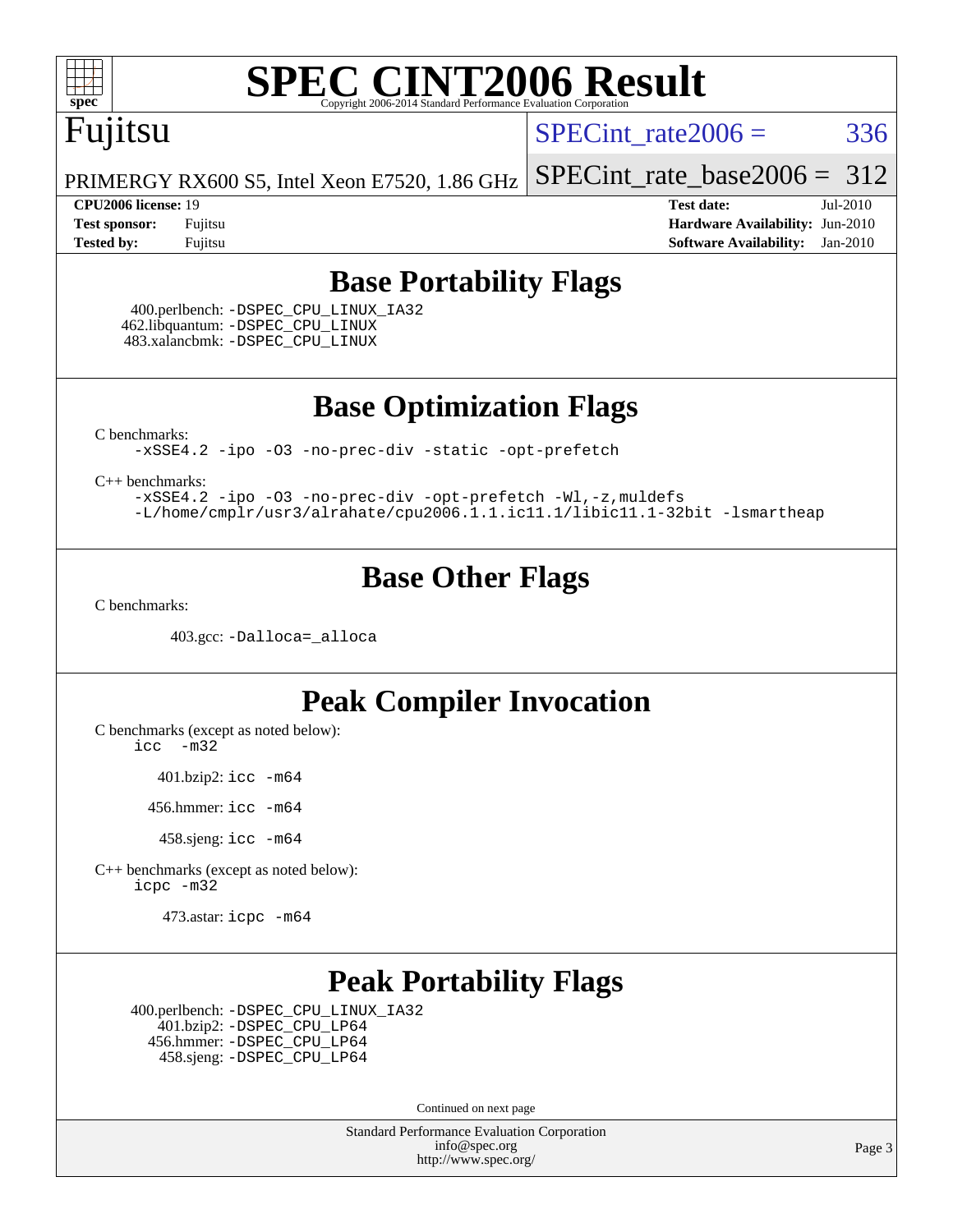# SPEC CINT2006 Result

Copyright 2006-2014 Standard Performance Evaluation Corporation

## Fujitsu

PRIMERGY RX600 S5, Intel Xeon E7520, 1.86 GHz

SPECint_rate2006 = 336

SPECint_rate_base2006 = 312

| | | | |
|---|---|---|---|
| **CPU2006 license:** 19 | | **Test date:** | Jul-2010 |
| **Test sponsor:** | Fujitsu | **Hardware Availability:** | Jun-2010 |
| **Tested by:** | Fujitsu | **Software Availability:** | Jan-2010 |

## Base Portability Flags

400.perlbench: `-DSPEC_CPU_LINUX_IA32`
462.libquantum: `-DSPEC_CPU_LINUX`
483.xalancbmk: `-DSPEC_CPU_LINUX`

## Base Optimization Flags

C benchmarks:

```
-xSSE4.2 -ipo -O3 -no-prec-div -static -opt-prefetch
```

C++ benchmarks:

```
-xSSE4.2 -ipo -O3 -no-prec-div -opt-prefetch -Wl,-z,muldefs
-L/home/cmplr/usr3/alrahate/cpu2006.1.1.ic11.1/libic11.1-32bit -lsmartheap
```

## Base Other Flags

C benchmarks:

403.gcc: `-Dalloca=_alloca`

## Peak Compiler Invocation

C benchmarks (except as noted below):

```
icc -m32
```

401.bzip2: `icc -m64`

456.hmmer: `icc -m64`

458.sjeng: `icc -m64`

C++ benchmarks (except as noted below):

```
icpc -m32
```

473.astar: `icpc -m64`

## Peak Portability Flags

400.perlbench: `-DSPEC_CPU_LINUX_IA32`
401.bzip2: `-DSPEC_CPU_LP64`
456.hmmer: `-DSPEC_CPU_LP64`
458.sjeng: `-DSPEC_CPU_LP64`

Continued on next page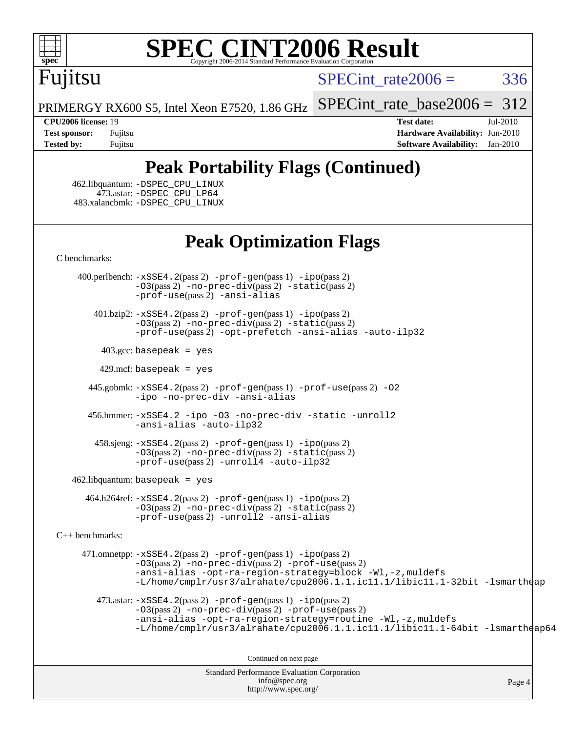## Peak Portability Flags (Continued)

462.libquantum: -DSPEC_CPU_LINUX
473.astar: -DSPEC_CPU_LP64
483.xalancbmk: -DSPEC_CPU_LINUX

## Peak Optimization Flags

C benchmarks:

400.perlbench: -xSSE4.2(pass 2) -prof-gen(pass 1) -ipo(pass 2) -O3(pass 2) -no-prec-div(pass 2) -static(pass 2) -prof-use(pass 2) -ansi-alias

401.bzip2: -xSSE4.2(pass 2) -prof-gen(pass 1) -ipo(pass 2) -O3(pass 2) -no-prec-div(pass 2) -static(pass 2) -prof-use(pass 2) -opt-prefetch -ansi-alias -auto-ilp32

403.gcc: basepeak = yes

429.mcf: basepeak = yes

445.gobmk: -xSSE4.2(pass 2) -prof-gen(pass 1) -prof-use(pass 2) -O2 -ipo -no-prec-div -ansi-alias

456.hmmer: -xSSE4.2 -ipo -O3 -no-prec-div -static -unroll2 -ansi-alias -auto-ilp32

458.sjeng: -xSSE4.2(pass 2) -prof-gen(pass 1) -ipo(pass 2) -O3(pass 2) -no-prec-div(pass 2) -static(pass 2) -prof-use(pass 2) -unroll4 -auto-ilp32

462.libquantum: basepeak = yes

464.h264ref: -xSSE4.2(pass 2) -prof-gen(pass 1) -ipo(pass 2) -O3(pass 2) -no-prec-div(pass 2) -static(pass 2) -prof-use(pass 2) -unroll2 -ansi-alias

C++ benchmarks:

471.omnetpp: -xSSE4.2(pass 2) -prof-gen(pass 1) -ipo(pass 2) -O3(pass 2) -no-prec-div(pass 2) -prof-use(pass 2) -ansi-alias -opt-ra-region-strategy=block -Wl,-z,muldefs -L/home/cmplr/usr3/alrahate/cpu2006.1.1.ic11.1/libic11.1-32bit -lsmartheap

473.astar: -xSSE4.2(pass 2) -prof-gen(pass 1) -ipo(pass 2) -O3(pass 2) -no-prec-div(pass 2) -prof-use(pass 2) -ansi-alias -opt-ra-region-strategy=routine -Wl,-z,muldefs -L/home/cmplr/usr3/alrahate/cpu2006.1.1.ic11.1/libic11.1-64bit -lsmartheap64

Continued on next page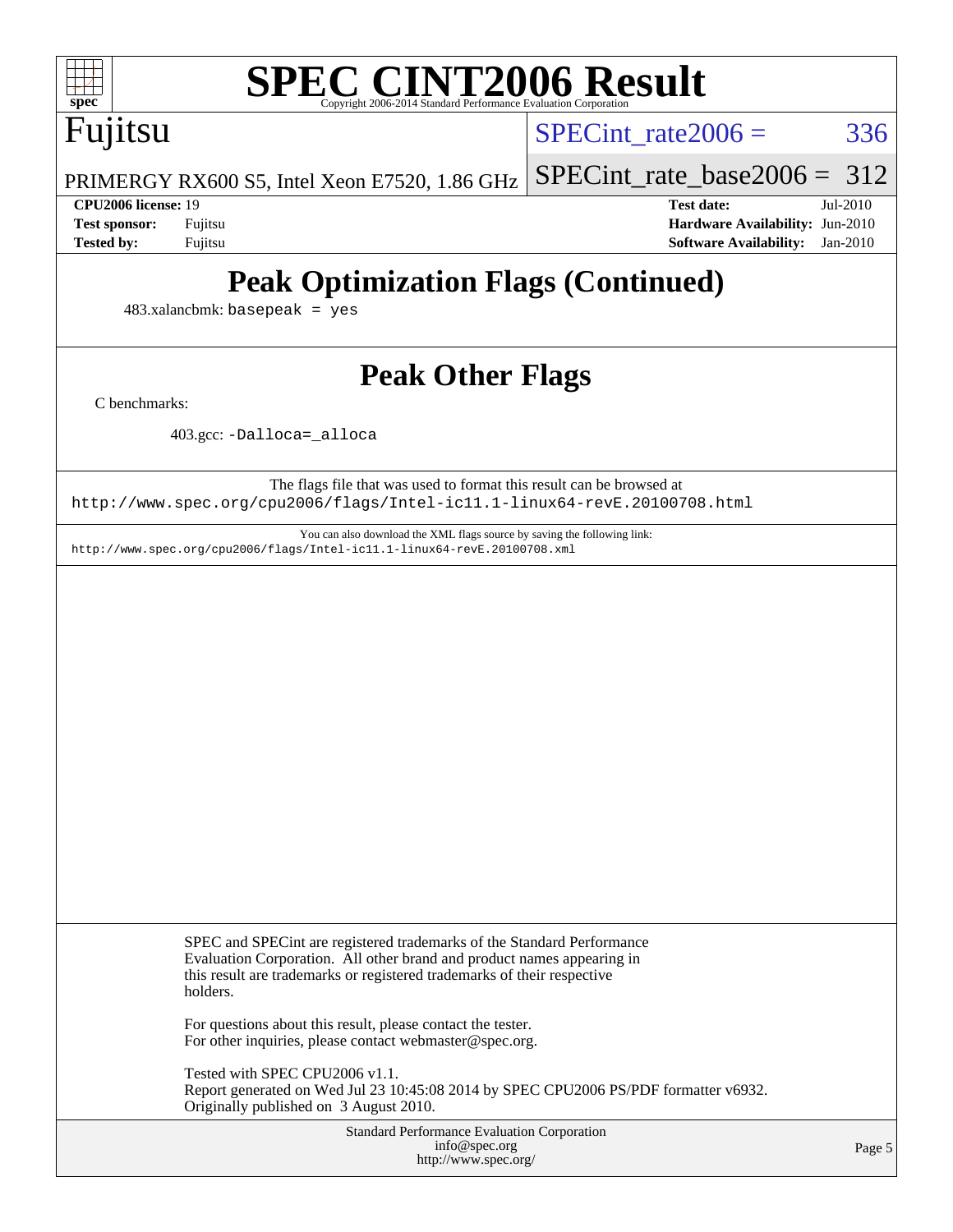# Peak Optimization Flags (Continued)

483.xalancbmk: basepeak = yes

# Peak Other Flags

C benchmarks:

403.gcc: -Dalloca=_alloca

The flags file that was used to format this result can be browsed at
http://www.spec.org/cpu2006/flags/Intel-ic11.1-linux64-revE.20100708.html

You can also download the XML flags source by saving the following link:
http://www.spec.org/cpu2006/flags/Intel-ic11.1-linux64-revE.20100708.xml

SPEC and SPECint are registered trademarks of the Standard Performance Evaluation Corporation. All other brand and product names appearing in this result are trademarks or registered trademarks of their respective holders.

For questions about this result, please contact the tester.
For other inquiries, please contact webmaster@spec.org.

Tested with SPEC CPU2006 v1.1.
Report generated on Wed Jul 23 10:45:08 2014 by SPEC CPU2006 PS/PDF formatter v6932.
Originally published on 3 August 2010.